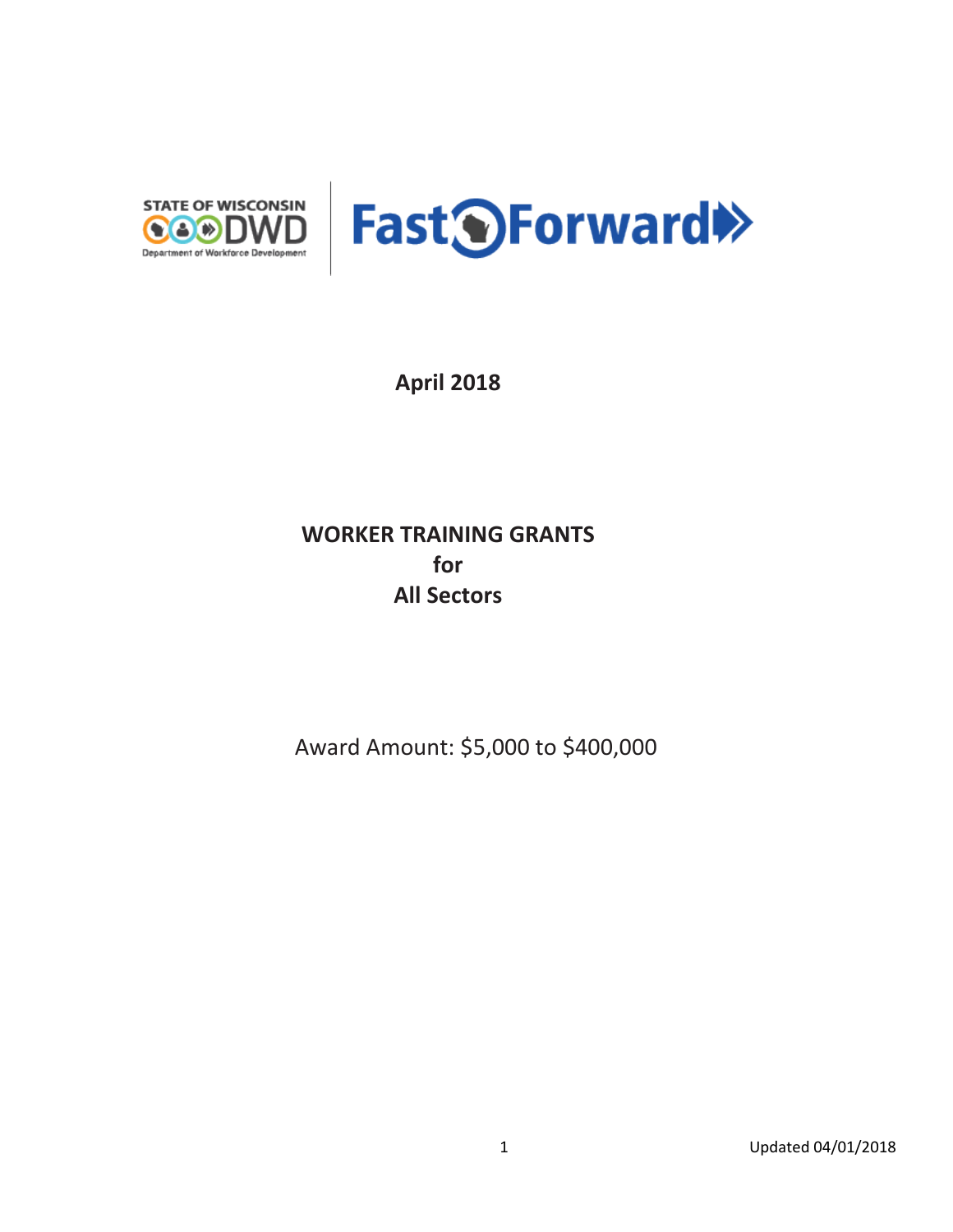STATE OF WISCONSIN DWD Department of Workforce Development

Fast Forward

**April 2018**

# WORKER TRAINING GRANTS for All Sectors

Award Amount: $5,000 to $400,000

Updated 04/01/2018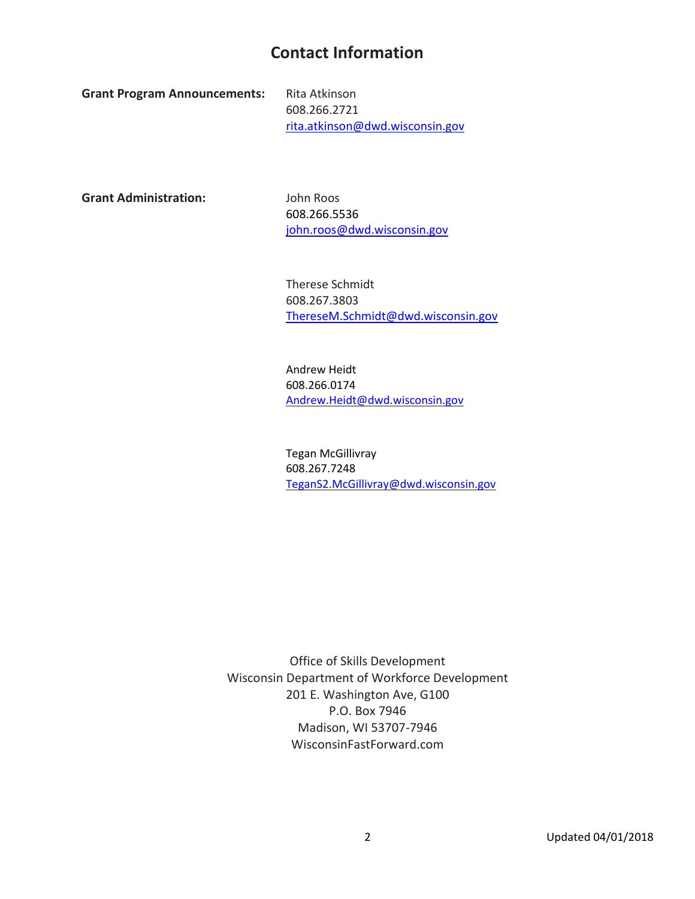# Contact Information

**Grant Program Announcements:**

Rita Atkinson
608.266.2721
rita.atkinson@dwd.wisconsin.gov

**Grant Administration:**

John Roos
608.266.5536
john.roos@dwd.wisconsin.gov

Therese Schmidt
608.267.3803
ThereseM.Schmidt@dwd.wisconsin.gov

Andrew Heidt
608.266.0174
Andrew.Heidt@dwd.wisconsin.gov

Tegan McGillivray
608.267.7248
TeganS2.McGillivray@dwd.wisconsin.gov

Office of Skills Development
Wisconsin Department of Workforce Development
201 E. Washington Ave, G100
P.O. Box 7946
Madison, WI 53707-7946
WisconsinFastForward.com

Updated 04/01/2018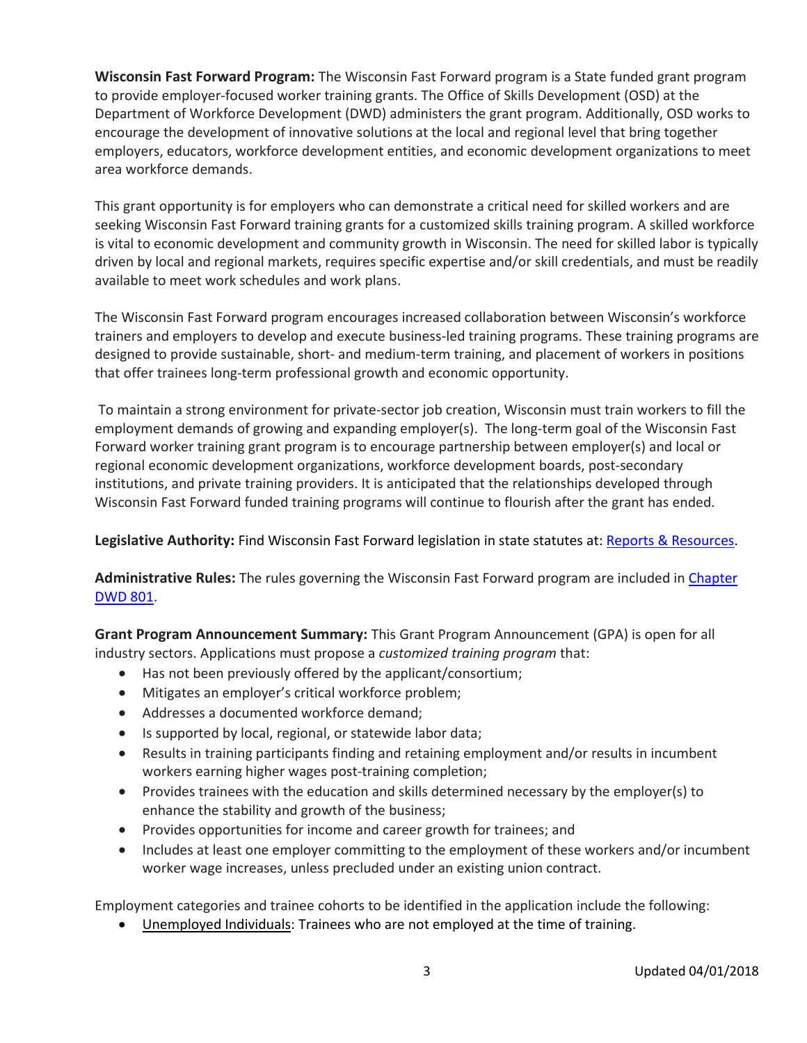**Wisconsin Fast Forward Program:** The Wisconsin Fast Forward program is a State funded grant program to provide employer-focused worker training grants. The Office of Skills Development (OSD) at the Department of Workforce Development (DWD) administers the grant program. Additionally, OSD works to encourage the development of innovative solutions at the local and regional level that bring together employers, educators, workforce development entities, and economic development organizations to meet area workforce demands.

This grant opportunity is for employers who can demonstrate a critical need for skilled workers and are seeking Wisconsin Fast Forward training grants for a customized skills training program. A skilled workforce is vital to economic development and community growth in Wisconsin. The need for skilled labor is typically driven by local and regional markets, requires specific expertise and/or skill credentials, and must be readily available to meet work schedules and work plans.

The Wisconsin Fast Forward program encourages increased collaboration between Wisconsin's workforce trainers and employers to develop and execute business-led training programs. These training programs are designed to provide sustainable, short- and medium-term training, and placement of workers in positions that offer trainees long-term professional growth and economic opportunity.

To maintain a strong environment for private-sector job creation, Wisconsin must train workers to fill the employment demands of growing and expanding employer(s). The long-term goal of the Wisconsin Fast Forward worker training grant program is to encourage partnership between employer(s) and local or regional economic development organizations, workforce development boards, post-secondary institutions, and private training providers. It is anticipated that the relationships developed through Wisconsin Fast Forward funded training programs will continue to flourish after the grant has ended.

**Legislative Authority:** Find Wisconsin Fast Forward legislation in state statutes at: [Reports & Resources](Reports & Resources).

**Administrative Rules:** The rules governing the Wisconsin Fast Forward program are included in [Chapter DWD 801](Chapter DWD 801).

**Grant Program Announcement Summary:** This Grant Program Announcement (GPA) is open for all industry sectors. Applications must propose a *customized training program* that:

- Has not been previously offered by the applicant/consortium;
- Mitigates an employer's critical workforce problem;
- Addresses a documented workforce demand;
- Is supported by local, regional, or statewide labor data;
- Results in training participants finding and retaining employment and/or results in incumbent workers earning higher wages post-training completion;
- Provides trainees with the education and skills determined necessary by the employer(s) to enhance the stability and growth of the business;
- Provides opportunities for income and career growth for trainees; and
- Includes at least one employer committing to the employment of these workers and/or incumbent worker wage increases, unless precluded under an existing union contract.

Employment categories and trainee cohorts to be identified in the application include the following:

- Unemployed Individuals: Trainees who are not employed at the time of training.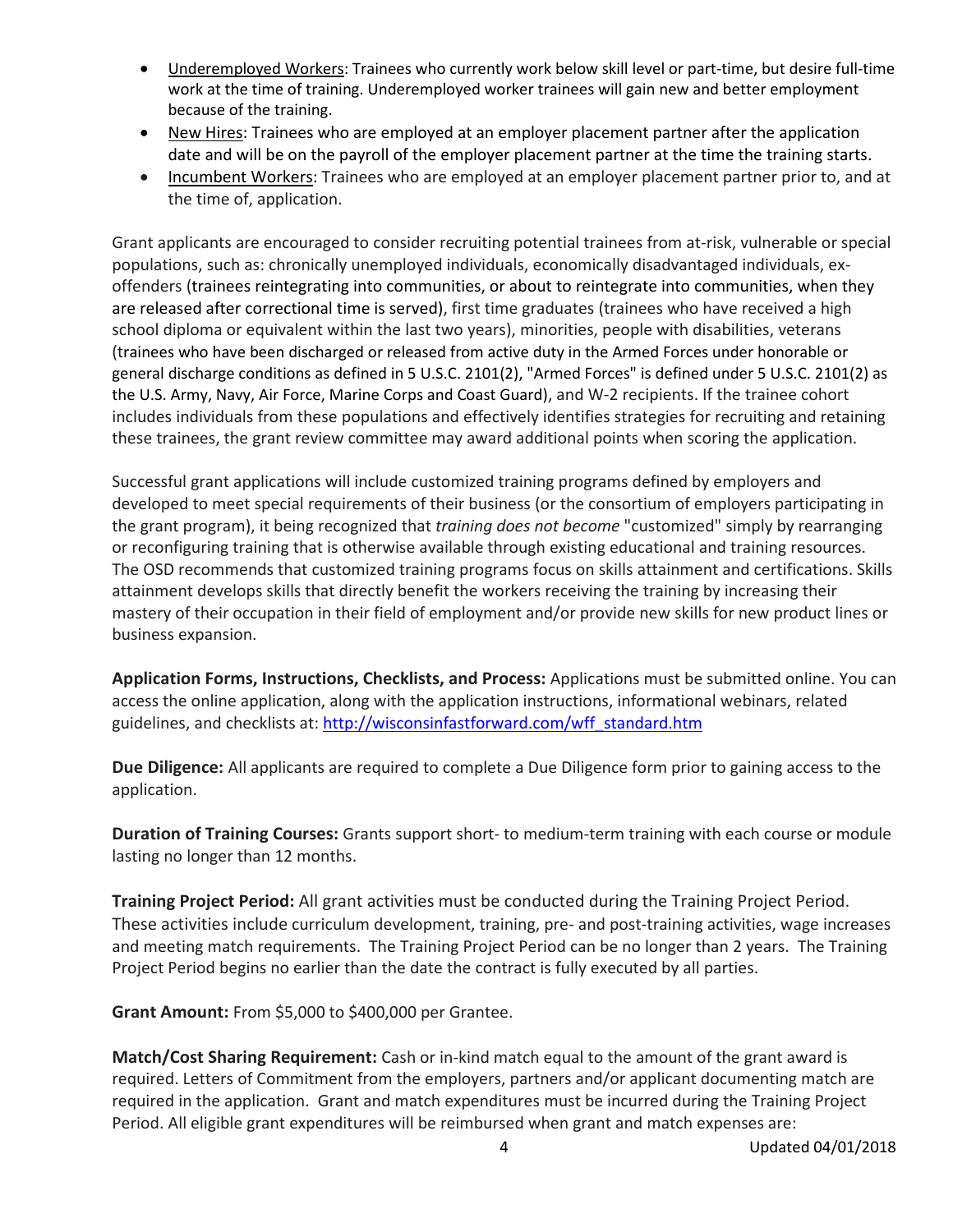- Underemployed Workers: Trainees who currently work below skill level or part-time, but desire full-time work at the time of training. Underemployed worker trainees will gain new and better employment because of the training.
- New Hires: Trainees who are employed at an employer placement partner after the application date and will be on the payroll of the employer placement partner at the time the training starts.
- Incumbent Workers: Trainees who are employed at an employer placement partner prior to, and at the time of, application.

Grant applicants are encouraged to consider recruiting potential trainees from at-risk, vulnerable or special populations, such as: chronically unemployed individuals, economically disadvantaged individuals, ex-offenders (trainees reintegrating into communities, or about to reintegrate into communities, when they are released after correctional time is served), first time graduates (trainees who have received a high school diploma or equivalent within the last two years), minorities, people with disabilities, veterans (trainees who have been discharged or released from active duty in the Armed Forces under honorable or general discharge conditions as defined in 5 U.S.C. 2101(2), "Armed Forces" is defined under 5 U.S.C. 2101(2) as the U.S. Army, Navy, Air Force, Marine Corps and Coast Guard), and W-2 recipients. If the trainee cohort includes individuals from these populations and effectively identifies strategies for recruiting and retaining these trainees, the grant review committee may award additional points when scoring the application.

Successful grant applications will include customized training programs defined by employers and developed to meet special requirements of their business (or the consortium of employers participating in the grant program), it being recognized that *training does not become* "customized" simply by rearranging or reconfiguring training that is otherwise available through existing educational and training resources. The OSD recommends that customized training programs focus on skills attainment and certifications. Skills attainment develops skills that directly benefit the workers receiving the training by increasing their mastery of their occupation in their field of employment and/or provide new skills for new product lines or business expansion.

**Application Forms, Instructions, Checklists, and Process:** Applications must be submitted online. You can access the online application, along with the application instructions, informational webinars, related guidelines, and checklists at: http://wisconsinfastforward.com/wff_standard.htm

**Due Diligence:** All applicants are required to complete a Due Diligence form prior to gaining access to the application.

**Duration of Training Courses:** Grants support short- to medium-term training with each course or module lasting no longer than 12 months.

**Training Project Period:** All grant activities must be conducted during the Training Project Period. These activities include curriculum development, training, pre- and post-training activities, wage increases and meeting match requirements. The Training Project Period can be no longer than 2 years. The Training Project Period begins no earlier than the date the contract is fully executed by all parties.

**Grant Amount:** From $5,000 to $400,000 per Grantee.

**Match/Cost Sharing Requirement:** Cash or in-kind match equal to the amount of the grant award is required. Letters of Commitment from the employers, partners and/or applicant documenting match are required in the application. Grant and match expenditures must be incurred during the Training Project Period. All eligible grant expenditures will be reimbursed when grant and match expenses are: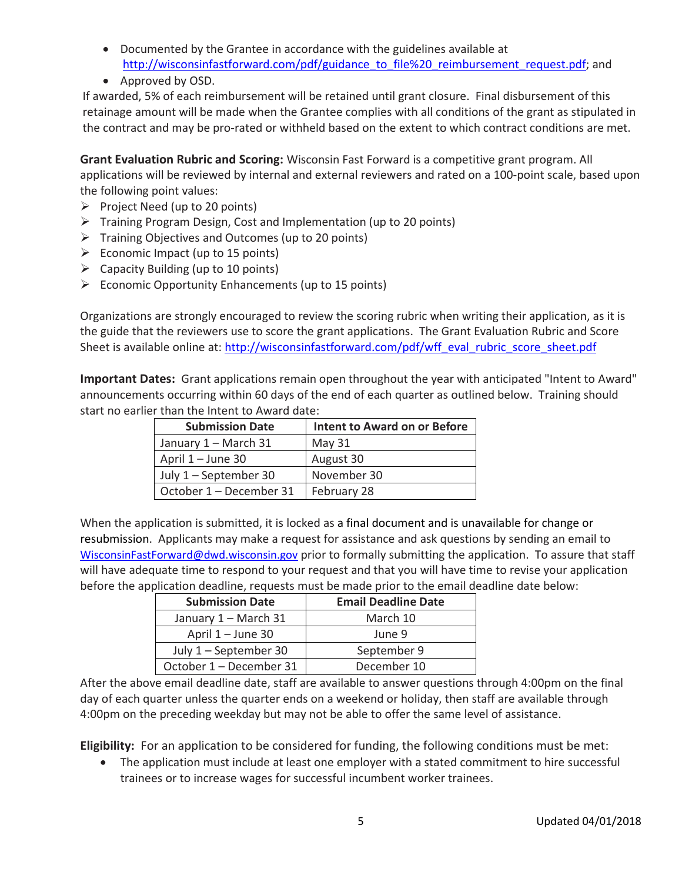- Documented by the Grantee in accordance with the guidelines available at http://wisconsinfastforward.com/pdf/guidance_to_file%20_reimbursement_request.pdf; and
- Approved by OSD.

If awarded, 5% of each reimbursement will be retained until grant closure. Final disbursement of this retainage amount will be made when the Grantee complies with all conditions of the grant as stipulated in the contract and may be pro-rated or withheld based on the extent to which contract conditions are met.

**Grant Evaluation Rubric and Scoring:** Wisconsin Fast Forward is a competitive grant program. All applications will be reviewed by internal and external reviewers and rated on a 100-point scale, based upon the following point values:

- Project Need (up to 20 points)
- Training Program Design, Cost and Implementation (up to 20 points)
- Training Objectives and Outcomes (up to 20 points)
- Economic Impact (up to 15 points)
- Capacity Building (up to 10 points)
- Economic Opportunity Enhancements (up to 15 points)

Organizations are strongly encouraged to review the scoring rubric when writing their application, as it is the guide that the reviewers use to score the grant applications. The Grant Evaluation Rubric and Score Sheet is available online at: http://wisconsinfastforward.com/pdf/wff_eval_rubric_score_sheet.pdf

**Important Dates:** Grant applications remain open throughout the year with anticipated "Intent to Award" announcements occurring within 60 days of the end of each quarter as outlined below. Training should start no earlier than the Intent to Award date:

| Submission Date | Intent to Award on or Before |
|---|---|
| January 1 – March 31 | May 31 |
| April 1 – June 30 | August 30 |
| July 1 – September 30 | November 30 |
| October 1 – December 31 | February 28 |

When the application is submitted, it is locked as a final document and is unavailable for change or resubmission. Applicants may make a request for assistance and ask questions by sending an email to WisconsinFastForward@dwd.wisconsin.gov prior to formally submitting the application. To assure that staff will have adequate time to respond to your request and that you will have time to revise your application before the application deadline, requests must be made prior to the email deadline date below:

| Submission Date | Email Deadline Date |
|---|---|
| January 1 – March 31 | March 10 |
| April 1 – June 30 | June 9 |
| July 1 – September 30 | September 9 |
| October 1 – December 31 | December 10 |

After the above email deadline date, staff are available to answer questions through 4:00pm on the final day of each quarter unless the quarter ends on a weekend or holiday, then staff are available through 4:00pm on the preceding weekday but may not be able to offer the same level of assistance.

**Eligibility:** For an application to be considered for funding, the following conditions must be met:

- The application must include at least one employer with a stated commitment to hire successful trainees or to increase wages for successful incumbent worker trainees.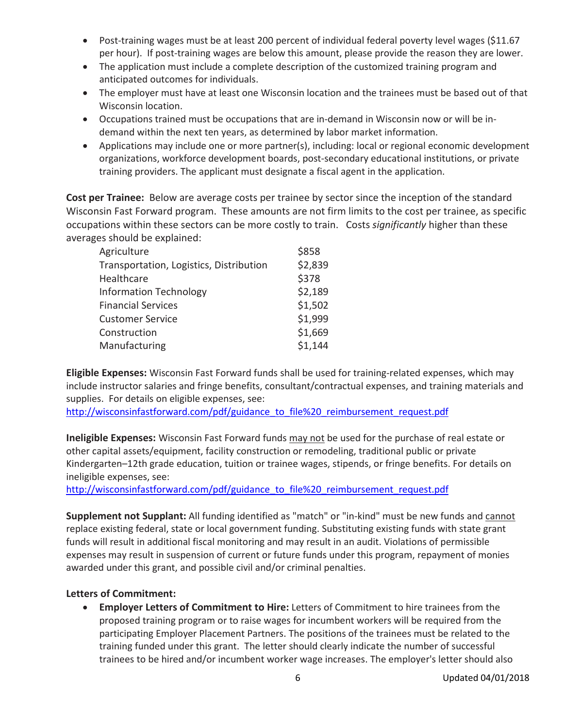- Post-training wages must be at least 200 percent of individual federal poverty level wages ($11.67 per hour). If post-training wages are below this amount, please provide the reason they are lower.
- The application must include a complete description of the customized training program and anticipated outcomes for individuals.
- The employer must have at least one Wisconsin location and the trainees must be based out of that Wisconsin location.
- Occupations trained must be occupations that are in-demand in Wisconsin now or will be in-demand within the next ten years, as determined by labor market information.
- Applications may include one or more partner(s), including: local or regional economic development organizations, workforce development boards, post-secondary educational institutions, or private training providers. The applicant must designate a fiscal agent in the application.

**Cost per Trainee:** Below are average costs per trainee by sector since the inception of the standard Wisconsin Fast Forward program. These amounts are not firm limits to the cost per trainee, as specific occupations within these sectors can be more costly to train. Costs *significantly* higher than these averages should be explained:

| Sector | Average Cost |
|---|---|
| Agriculture | $858 |
| Transportation, Logistics, Distribution | $2,839 |
| Healthcare | $378 |
| Information Technology | $2,189 |
| Financial Services | $1,502 |
| Customer Service | $1,999 |
| Construction | $1,669 |
| Manufacturing | $1,144 |

**Eligible Expenses:** Wisconsin Fast Forward funds shall be used for training-related expenses, which may include instructor salaries and fringe benefits, consultant/contractual expenses, and training materials and supplies. For details on eligible expenses, see: http://wisconsinfastforward.com/pdf/guidance_to_file%20_reimbursement_request.pdf

**Ineligible Expenses:** Wisconsin Fast Forward funds may not be used for the purchase of real estate or other capital assets/equipment, facility construction or remodeling, traditional public or private Kindergarten–12th grade education, tuition or trainee wages, stipends, or fringe benefits. For details on ineligible expenses, see: http://wisconsinfastforward.com/pdf/guidance_to_file%20_reimbursement_request.pdf

**Supplement not Supplant:** All funding identified as "match" or "in-kind" must be new funds and cannot replace existing federal, state or local government funding. Substituting existing funds with state grant funds will result in additional fiscal monitoring and may result in an audit. Violations of permissible expenses may result in suspension of current or future funds under this program, repayment of monies awarded under this grant, and possible civil and/or criminal penalties.

**Letters of Commitment:**

- **Employer Letters of Commitment to Hire:** Letters of Commitment to hire trainees from the proposed training program or to raise wages for incumbent workers will be required from the participating Employer Placement Partners. The positions of the trainees must be related to the training funded under this grant. The letter should clearly indicate the number of successful trainees to be hired and/or incumbent worker wage increases. The employer's letter should also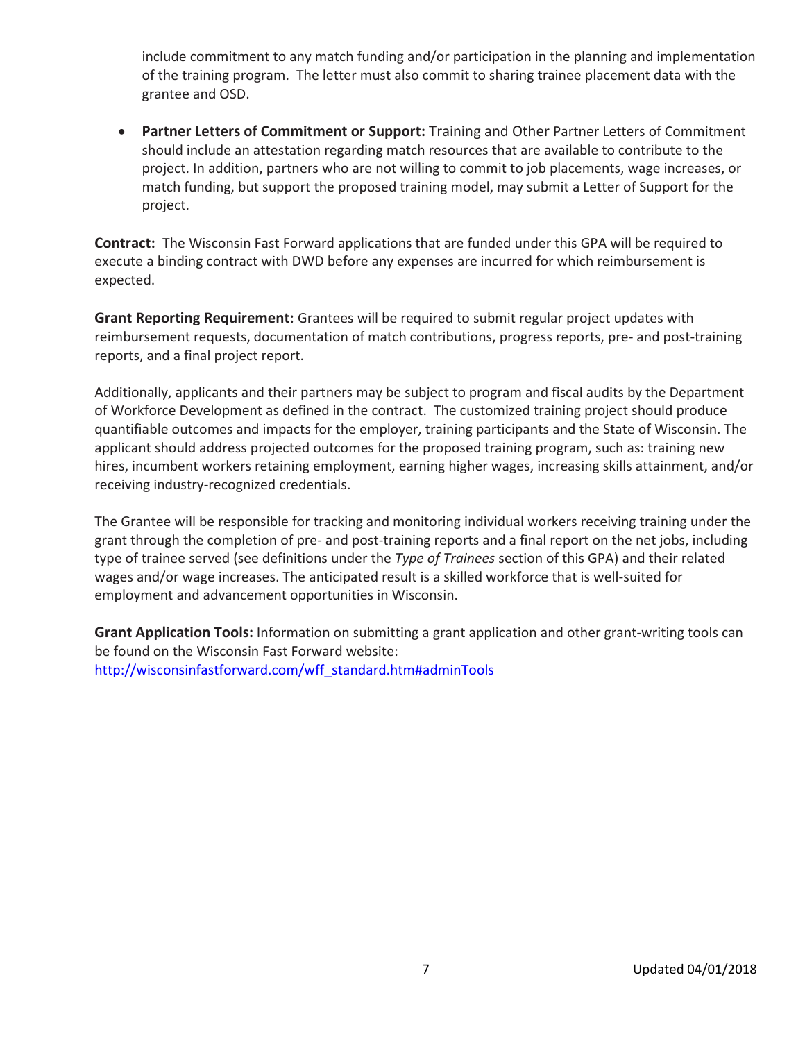include commitment to any match funding and/or participation in the planning and implementation of the training program. The letter must also commit to sharing trainee placement data with the grantee and OSD.

- **Partner Letters of Commitment or Support:** Training and Other Partner Letters of Commitment should include an attestation regarding match resources that are available to contribute to the project. In addition, partners who are not willing to commit to job placements, wage increases, or match funding, but support the proposed training model, may submit a Letter of Support for the project.

**Contract:** The Wisconsin Fast Forward applications that are funded under this GPA will be required to execute a binding contract with DWD before any expenses are incurred for which reimbursement is expected.

**Grant Reporting Requirement:** Grantees will be required to submit regular project updates with reimbursement requests, documentation of match contributions, progress reports, pre- and post-training reports, and a final project report.

Additionally, applicants and their partners may be subject to program and fiscal audits by the Department of Workforce Development as defined in the contract. The customized training project should produce quantifiable outcomes and impacts for the employer, training participants and the State of Wisconsin. The applicant should address projected outcomes for the proposed training program, such as: training new hires, incumbent workers retaining employment, earning higher wages, increasing skills attainment, and/or receiving industry-recognized credentials.

The Grantee will be responsible for tracking and monitoring individual workers receiving training under the grant through the completion of pre- and post-training reports and a final report on the net jobs, including type of trainee served (see definitions under the *Type of Trainees* section of this GPA) and their related wages and/or wage increases. The anticipated result is a skilled workforce that is well-suited for employment and advancement opportunities in Wisconsin.

**Grant Application Tools:** Information on submitting a grant application and other grant-writing tools can be found on the Wisconsin Fast Forward website: [http://wisconsinfastforward.com/wff_standard.htm#adminTools](http://wisconsinfastforward.com/wff_standard.htm#adminTools)

Updated 04/01/2018